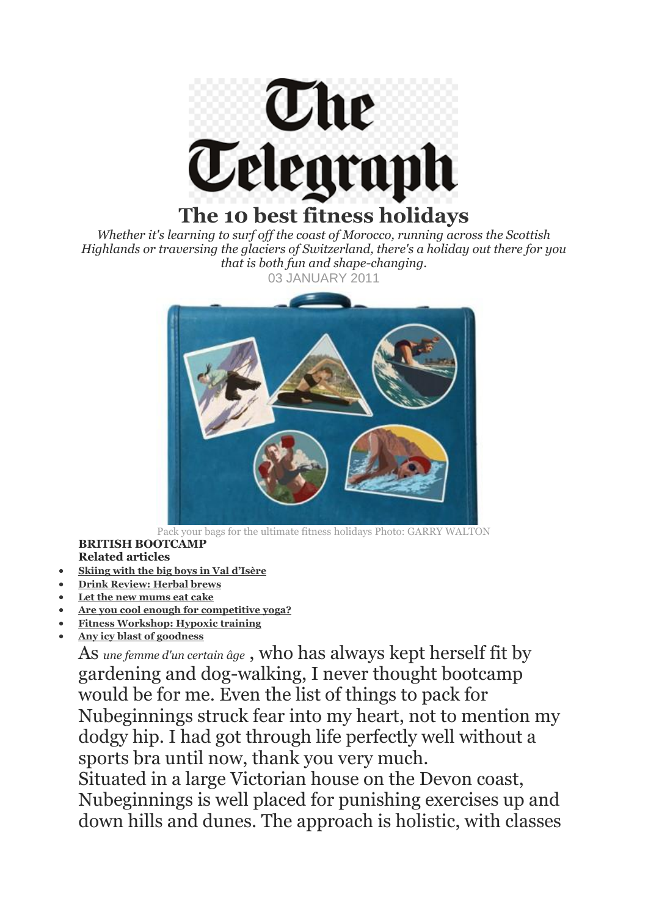# The Telegraph

## The 10 best fitness holidays

*Whether it's learning to surf off the coast of Morocco, running across the Scottish Highlands or traversing the glaciers of Switzerland, there's a holiday out there for you that is both fun and shape-changing.*

03 JANUARY 2011

Pack your bags for the ultimate fitness holidays Photo: GARRY WALTON

**BRITISH BOOTCAMP**

**Related articles**

- **Skiing with the big boys in Val d'Isère**
- **Drink Review: Herbal brews**
- **Let the new mums eat cake**
- **Are you cool enough for competitive yoga?**
- **Fitness Workshop: Hypoxic training**
- **Any icy blast of goodness**

As *une femme d'un certain âge* , who has always kept herself fit by gardening and dog-walking, I never thought bootcamp would be for me. Even the list of things to pack for Nubeginnings struck fear into my heart, not to mention my dodgy hip. I had got through life perfectly well without a sports bra until now, thank you very much.

Situated in a large Victorian house on the Devon coast, Nubeginnings is well placed for punishing exercises up and down hills and dunes. The approach is holistic, with classes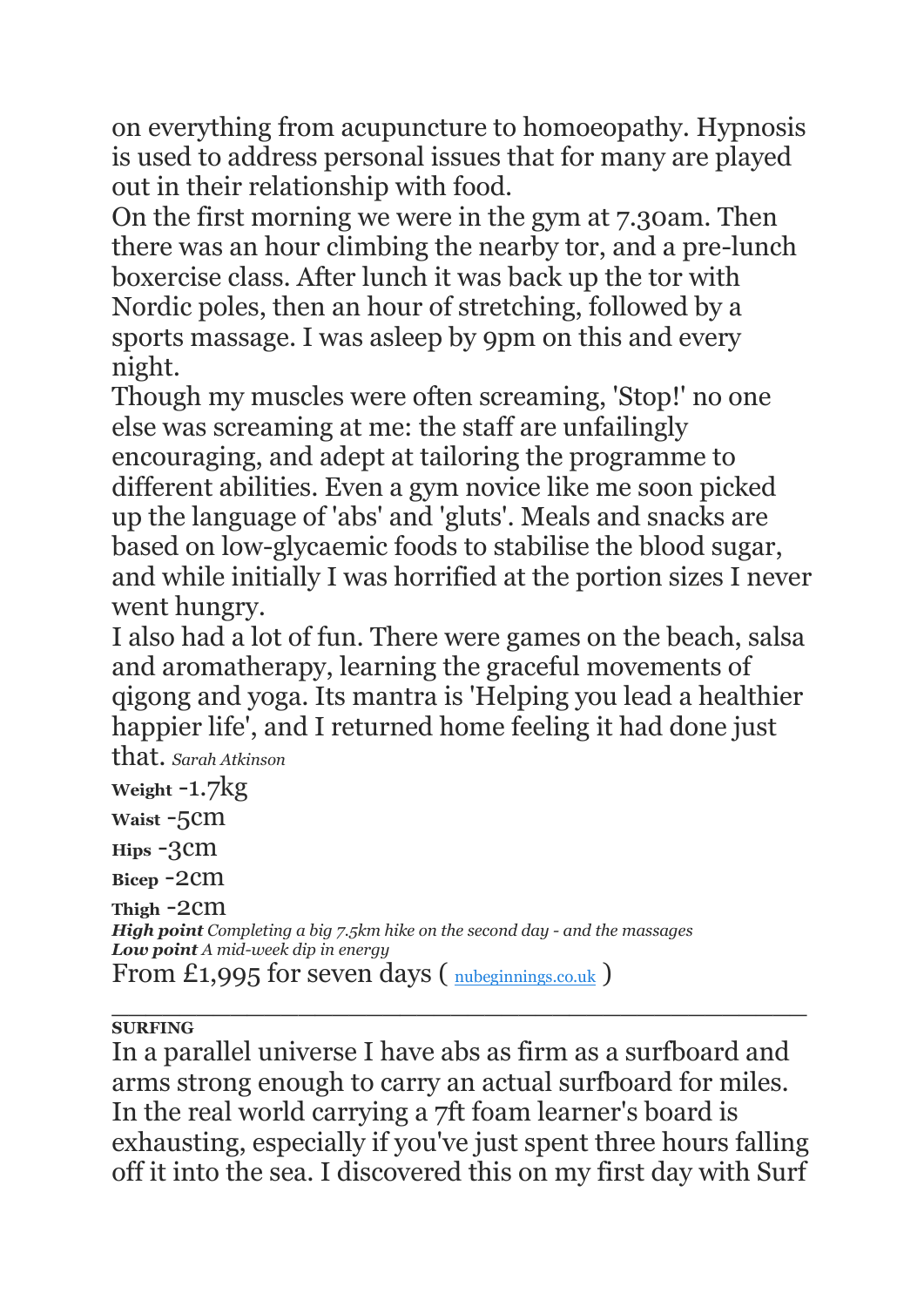on everything from acupuncture to homoeopathy. Hypnosis is used to address personal issues that for many are played out in their relationship with food.

On the first morning we were in the gym at 7.30am. Then there was an hour climbing the nearby tor, and a pre-lunch boxercise class. After lunch it was back up the tor with Nordic poles, then an hour of stretching, followed by a sports massage. I was asleep by 9pm on this and every night.

Though my muscles were often screaming, 'Stop!' no one else was screaming at me: the staff are unfailingly encouraging, and adept at tailoring the programme to different abilities. Even a gym novice like me soon picked up the language of 'abs' and 'gluts'. Meals and snacks are based on low-glycaemic foods to stabilise the blood sugar, and while initially I was horrified at the portion sizes I never went hungry.

I also had a lot of fun. There were games on the beach, salsa and aromatherapy, learning the graceful movements of qigong and yoga. Its mantra is 'Helping you lead a healthier happier life', and I returned home feeling it had done just that. *Sarah Atkinson*

**Weight** -1.7kg

**Waist** -5cm

**Hips** -3cm

**Bicep** -2cm

**Thigh** -2cm

***High point*** *Completing a big 7.5km hike on the second day - and the massages*

***Low point*** *A mid-week dip in energy*

From £1,995 for seven days ( nubeginnings.co.uk )

---

**SURFING**

In a parallel universe I have abs as firm as a surfboard and arms strong enough to carry an actual surfboard for miles. In the real world carrying a 7ft foam learner's board is exhausting, especially if you've just spent three hours falling off it into the sea. I discovered this on my first day with Surf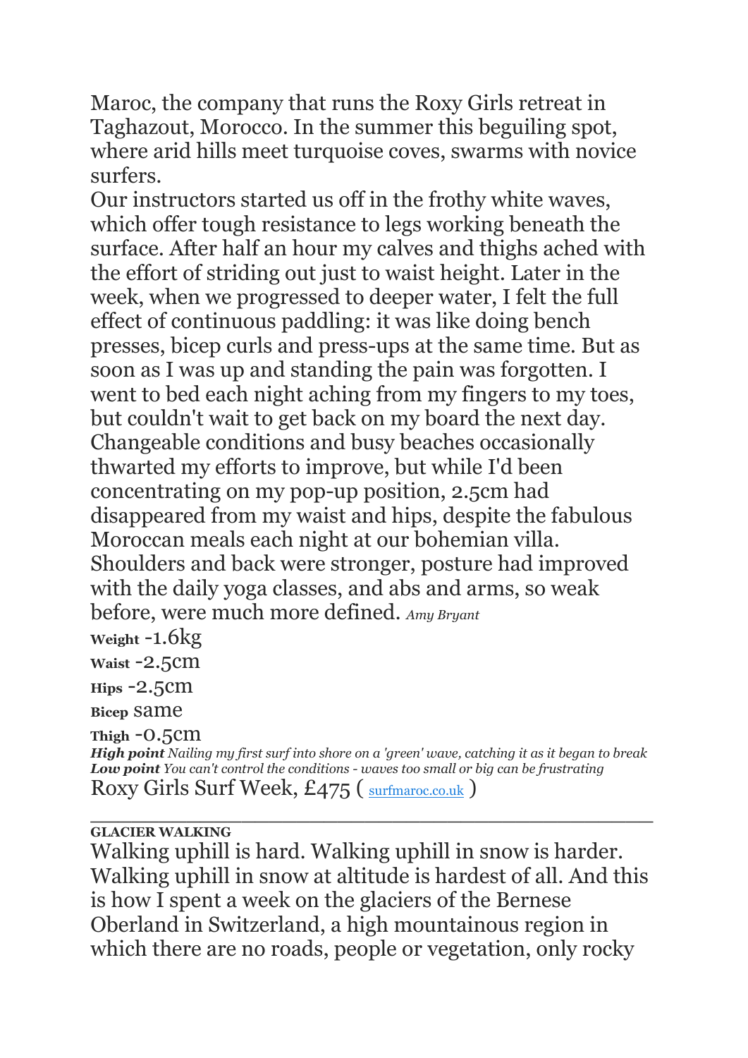Maroc, the company that runs the Roxy Girls retreat in Taghazout, Morocco. In the summer this beguiling spot, where arid hills meet turquoise coves, swarms with novice surfers.

Our instructors started us off in the frothy white waves, which offer tough resistance to legs working beneath the surface. After half an hour my calves and thighs ached with the effort of striding out just to waist height. Later in the week, when we progressed to deeper water, I felt the full effect of continuous paddling: it was like doing bench presses, bicep curls and press-ups at the same time. But as soon as I was up and standing the pain was forgotten. I went to bed each night aching from my fingers to my toes, but couldn't wait to get back on my board the next day. Changeable conditions and busy beaches occasionally thwarted my efforts to improve, but while I'd been concentrating on my pop-up position, 2.5cm had disappeared from my waist and hips, despite the fabulous Moroccan meals each night at our bohemian villa. Shoulders and back were stronger, posture had improved with the daily yoga classes, and abs and arms, so weak before, were much more defined. *Amy Bryant*

**Weight** -1.6kg

**Waist** -2.5cm

**Hips** -2.5cm

**Bicep** same

**Thigh** -0.5cm

***High point*** *Nailing my first surf into shore on a 'green' wave, catching it as it began to break*

***Low point*** *You can't control the conditions - waves too small or big can be frustrating*

Roxy Girls Surf Week, £475 ( surfmaroc.co.uk )

---

**GLACIER WALKING**

Walking uphill is hard. Walking uphill in snow is harder. Walking uphill in snow at altitude is hardest of all. And this is how I spent a week on the glaciers of the Bernese Oberland in Switzerland, a high mountainous region in which there are no roads, people or vegetation, only rocky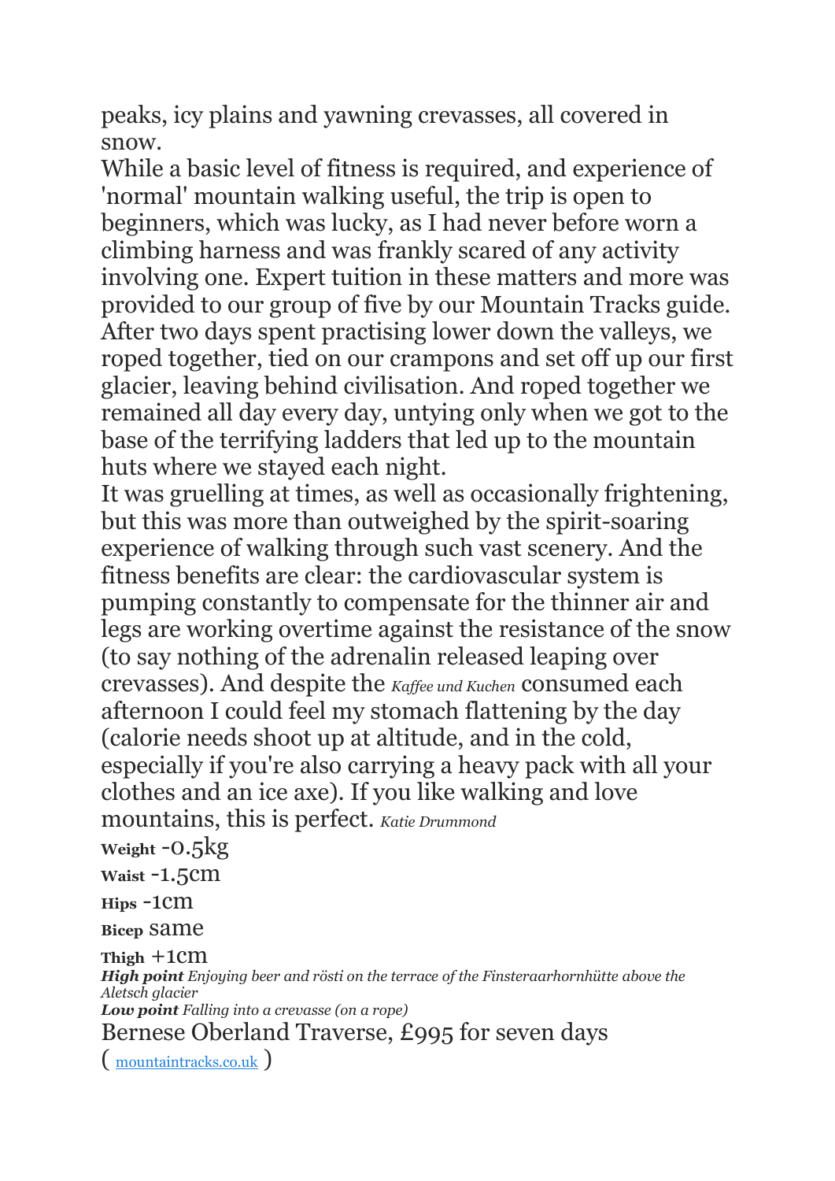peaks, icy plains and yawning crevasses, all covered in snow.

While a basic level of fitness is required, and experience of 'normal' mountain walking useful, the trip is open to beginners, which was lucky, as I had never before worn a climbing harness and was frankly scared of any activity involving one. Expert tuition in these matters and more was provided to our group of five by our Mountain Tracks guide. After two days spent practising lower down the valleys, we roped together, tied on our crampons and set off up our first glacier, leaving behind civilisation. And roped together we remained all day every day, untying only when we got to the base of the terrifying ladders that led up to the mountain huts where we stayed each night.

It was gruelling at times, as well as occasionally frightening, but this was more than outweighed by the spirit-soaring experience of walking through such vast scenery. And the fitness benefits are clear: the cardiovascular system is pumping constantly to compensate for the thinner air and legs are working overtime against the resistance of the snow (to say nothing of the adrenalin released leaping over crevasses). And despite the *Kaffee und Kuchen* consumed each afternoon I could feel my stomach flattening by the day (calorie needs shoot up at altitude, and in the cold, especially if you're also carrying a heavy pack with all your clothes and an ice axe). If you like walking and love mountains, this is perfect. *Katie Drummond*

**Weight** -0.5kg

**Waist** -1.5cm

**Hips** -1cm

**Bicep** same

**Thigh** +1cm

***High point*** *Enjoying beer and rösti on the terrace of the Finsteraarhornhütte above the Aletsch glacier*

***Low point*** *Falling into a crevasse (on a rope)*

Bernese Oberland Traverse, £995 for seven days

( mountaintracks.co.uk )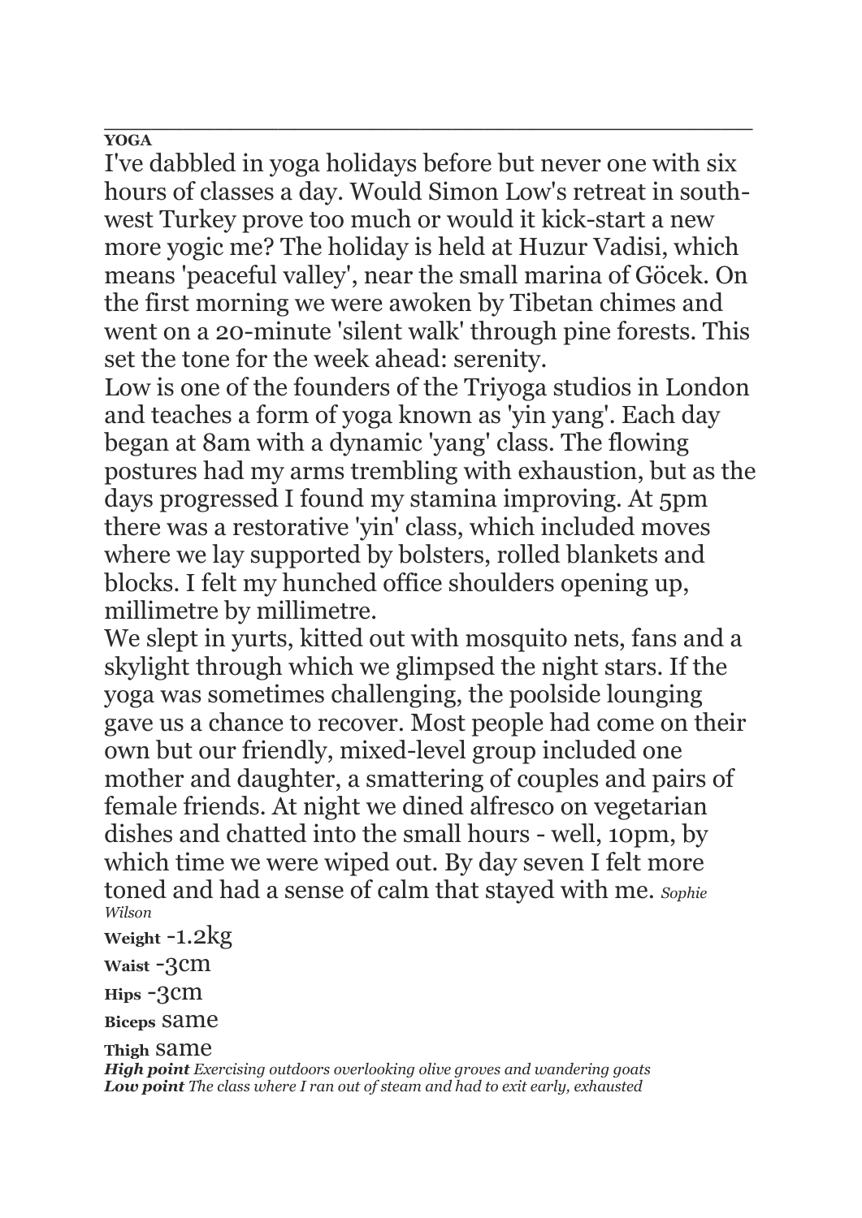---

**YOGA**

I've dabbled in yoga holidays before but never one with six hours of classes a day. Would Simon Low's retreat in south-west Turkey prove too much or would it kick-start a new more yogic me? The holiday is held at Huzur Vadisi, which means 'peaceful valley', near the small marina of Göcek. On the first morning we were awoken by Tibetan chimes and went on a 20-minute 'silent walk' through pine forests. This set the tone for the week ahead: serenity.

Low is one of the founders of the Triyoga studios in London and teaches a form of yoga known as 'yin yang'. Each day began at 8am with a dynamic 'yang' class. The flowing postures had my arms trembling with exhaustion, but as the days progressed I found my stamina improving. At 5pm there was a restorative 'yin' class, which included moves where we lay supported by bolsters, rolled blankets and blocks. I felt my hunched office shoulders opening up, millimetre by millimetre.

We slept in yurts, kitted out with mosquito nets, fans and a skylight through which we glimpsed the night stars. If the yoga was sometimes challenging, the poolside lounging gave us a chance to recover. Most people had come on their own but our friendly, mixed-level group included one mother and daughter, a smattering of couples and pairs of female friends. At night we dined alfresco on vegetarian dishes and chatted into the small hours - well, 10pm, by which time we were wiped out. By day seven I felt more toned and had a sense of calm that stayed with me. *Sophie Wilson*

**Weight** -1.2kg

**Waist** -3cm

**Hips** -3cm

**Biceps** same

**Thigh** same

***High point*** *Exercising outdoors overlooking olive groves and wandering goats*

***Low point*** *The class where I ran out of steam and had to exit early, exhausted*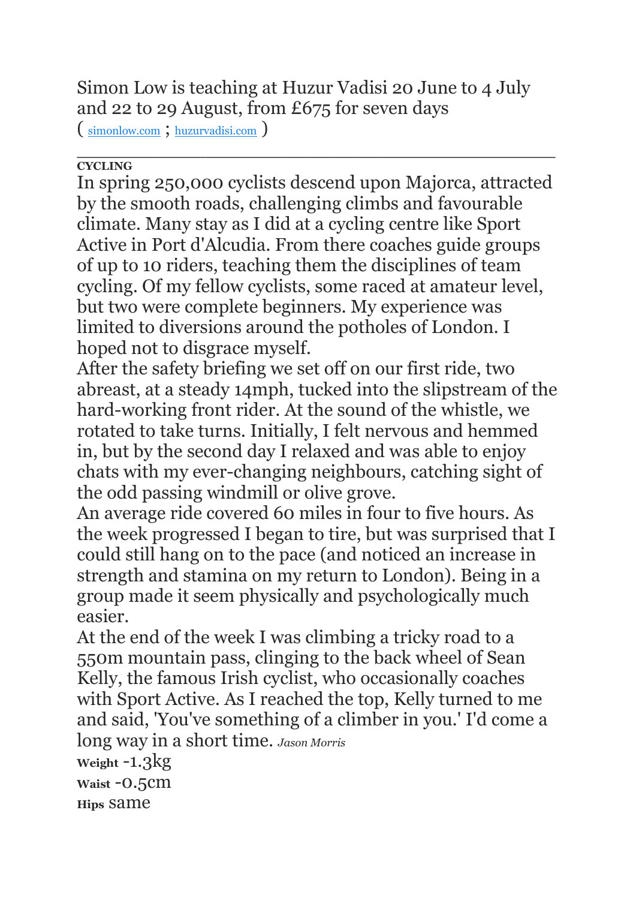Simon Low is teaching at Huzur Vadisi 20 June to 4 July and 22 to 29 August, from £675 for seven days ( simonlow.com ; huzurvadisi.com )

---

**CYCLING**

In spring 250,000 cyclists descend upon Majorca, attracted by the smooth roads, challenging climbs and favourable climate. Many stay as I did at a cycling centre like Sport Active in Port d'Alcudia. From there coaches guide groups of up to 10 riders, teaching them the disciplines of team cycling. Of my fellow cyclists, some raced at amateur level, but two were complete beginners. My experience was limited to diversions around the potholes of London. I hoped not to disgrace myself.

After the safety briefing we set off on our first ride, two abreast, at a steady 14mph, tucked into the slipstream of the hard-working front rider. At the sound of the whistle, we rotated to take turns. Initially, I felt nervous and hemmed in, but by the second day I relaxed and was able to enjoy chats with my ever-changing neighbours, catching sight of the odd passing windmill or olive grove.

An average ride covered 60 miles in four to five hours. As the week progressed I began to tire, but was surprised that I could still hang on to the pace (and noticed an increase in strength and stamina on my return to London). Being in a group made it seem physically and psychologically much easier.

At the end of the week I was climbing a tricky road to a 550m mountain pass, clinging to the back wheel of Sean Kelly, the famous Irish cyclist, who occasionally coaches with Sport Active. As I reached the top, Kelly turned to me and said, 'You've something of a climber in you.' I'd come a long way in a short time. *Jason Morris*

**Weight** -1.3kg

**Waist** -0.5cm

**Hips** same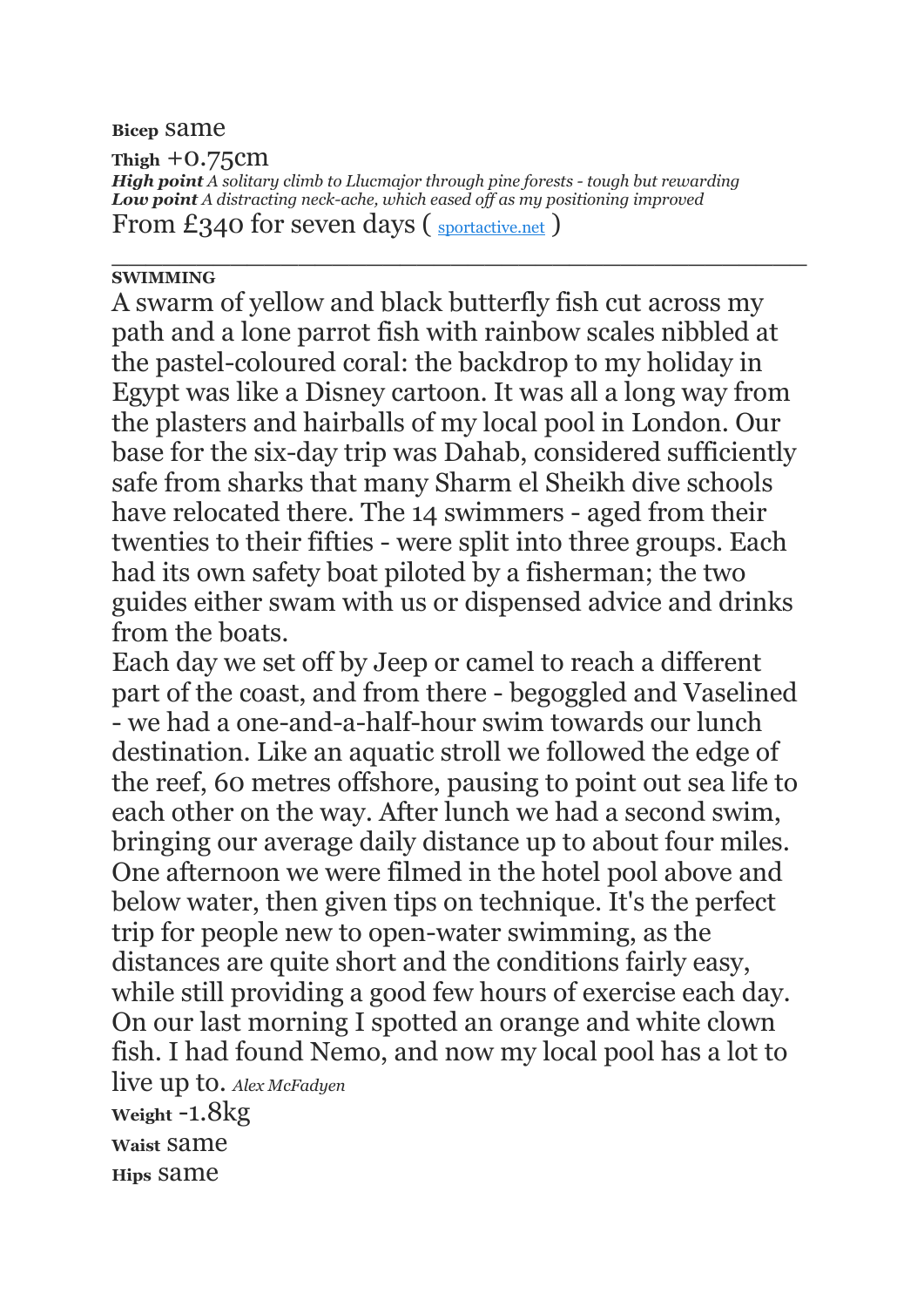**Bicep** same

**Thigh** +0.75cm

***High point*** *A solitary climb to Llucmajor through pine forests - tough but rewarding*

***Low point*** *A distracting neck-ache, which eased off as my positioning improved*

From £340 for seven days ( [sportactive.net](sportactive.net) )

---

**SWIMMING**

A swarm of yellow and black butterfly fish cut across my path and a lone parrot fish with rainbow scales nibbled at the pastel-coloured coral: the backdrop to my holiday in Egypt was like a Disney cartoon. It was all a long way from the plasters and hairballs of my local pool in London. Our base for the six-day trip was Dahab, considered sufficiently safe from sharks that many Sharm el Sheikh dive schools have relocated there. The 14 swimmers - aged from their twenties to their fifties - were split into three groups. Each had its own safety boat piloted by a fisherman; the two guides either swam with us or dispensed advice and drinks from the boats.

Each day we set off by Jeep or camel to reach a different part of the coast, and from there - begoggled and Vaselined - we had a one-and-a-half-hour swim towards our lunch destination. Like an aquatic stroll we followed the edge of the reef, 60 metres offshore, pausing to point out sea life to each other on the way. After lunch we had a second swim, bringing our average daily distance up to about four miles. One afternoon we were filmed in the hotel pool above and below water, then given tips on technique. It's the perfect trip for people new to open-water swimming, as the distances are quite short and the conditions fairly easy, while still providing a good few hours of exercise each day. On our last morning I spotted an orange and white clown fish. I had found Nemo, and now my local pool has a lot to live up to. *Alex McFadyen*

**Weight** -1.8kg

**Waist** same

**Hips** same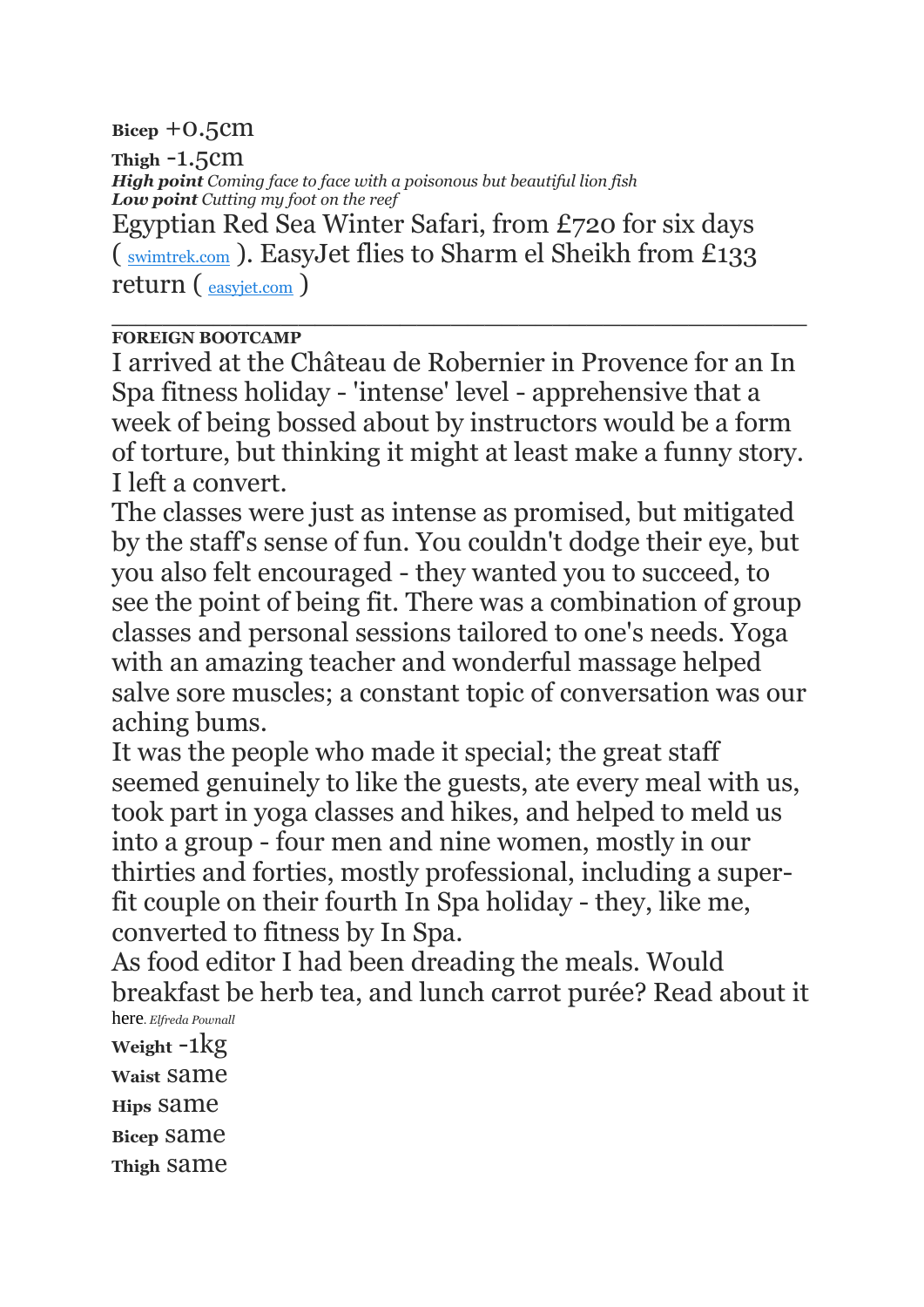**Bicep** +0.5cm

**Thigh** -1.5cm

***High point*** *Coming face to face with a poisonous but beautiful lion fish*

***Low point*** *Cutting my foot on the reef*

Egyptian Red Sea Winter Safari, from £720 for six days ( swimtrek.com ). EasyJet flies to Sharm el Sheikh from £133 return ( easyjet.com )

---

**FOREIGN BOOTCAMP**

I arrived at the Château de Robernier in Provence for an In Spa fitness holiday - 'intense' level - apprehensive that a week of being bossed about by instructors would be a form of torture, but thinking it might at least make a funny story. I left a convert.

The classes were just as intense as promised, but mitigated by the staff's sense of fun. You couldn't dodge their eye, but you also felt encouraged - they wanted you to succeed, to see the point of being fit. There was a combination of group classes and personal sessions tailored to one's needs. Yoga with an amazing teacher and wonderful massage helped salve sore muscles; a constant topic of conversation was our aching bums.

It was the people who made it special; the great staff seemed genuinely to like the guests, ate every meal with us, took part in yoga classes and hikes, and helped to meld us into a group - four men and nine women, mostly in our thirties and forties, mostly professional, including a super-fit couple on their fourth In Spa holiday - they, like me, converted to fitness by In Spa.

As food editor I had been dreading the meals. Would breakfast be herb tea, and lunch carrot purée? Read about it here. *Elfreda Pownall*

**Weight** -1kg

**Waist** same

**Hips** same

**Bicep** same

**Thigh** same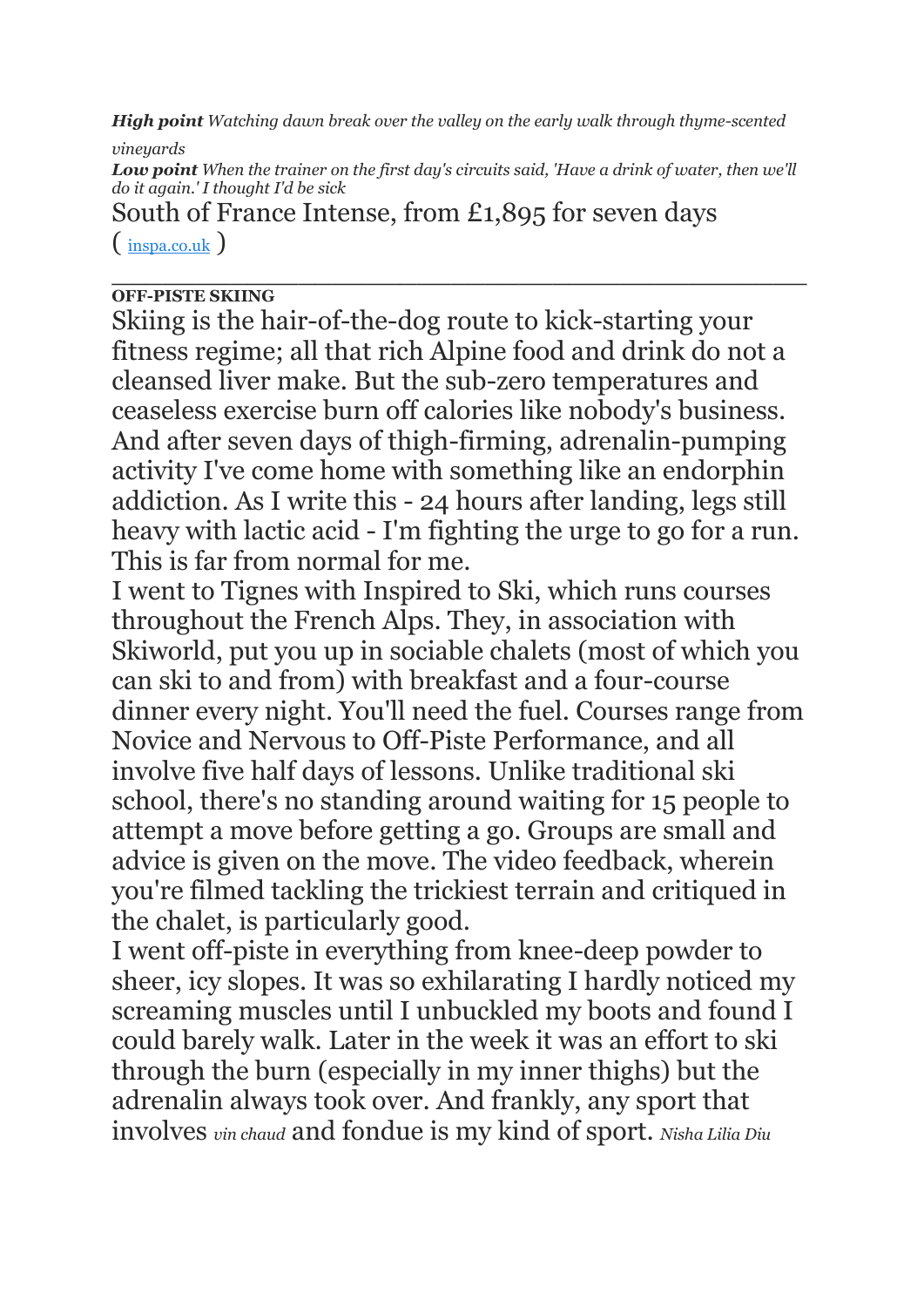***High point*** *Watching dawn break over the valley on the early walk through thyme-scented vineyards*
***Low point*** *When the trainer on the first day's circuits said, 'Have a drink of water, then we'll do it again.' I thought I'd be sick*

South of France Intense, from £1,895 for seven days ( inspa.co.uk )

---

**OFF-PISTE SKIING**

Skiing is the hair-of-the-dog route to kick-starting your fitness regime; all that rich Alpine food and drink do not a cleansed liver make. But the sub-zero temperatures and ceaseless exercise burn off calories like nobody's business. And after seven days of thigh-firming, adrenalin-pumping activity I've come home with something like an endorphin addiction. As I write this - 24 hours after landing, legs still heavy with lactic acid - I'm fighting the urge to go for a run. This is far from normal for me.

I went to Tignes with Inspired to Ski, which runs courses throughout the French Alps. They, in association with Skiworld, put you up in sociable chalets (most of which you can ski to and from) with breakfast and a four-course dinner every night. You'll need the fuel. Courses range from Novice and Nervous to Off-Piste Performance, and all involve five half days of lessons. Unlike traditional ski school, there's no standing around waiting for 15 people to attempt a move before getting a go. Groups are small and advice is given on the move. The video feedback, wherein you're filmed tackling the trickiest terrain and critiqued in the chalet, is particularly good.

I went off-piste in everything from knee-deep powder to sheer, icy slopes. It was so exhilarating I hardly noticed my screaming muscles until I unbuckled my boots and found I could barely walk. Later in the week it was an effort to ski through the burn (especially in my inner thighs) but the adrenalin always took over. And frankly, any sport that involves *vin chaud* and fondue is my kind of sport. *Nisha Lilia Diu*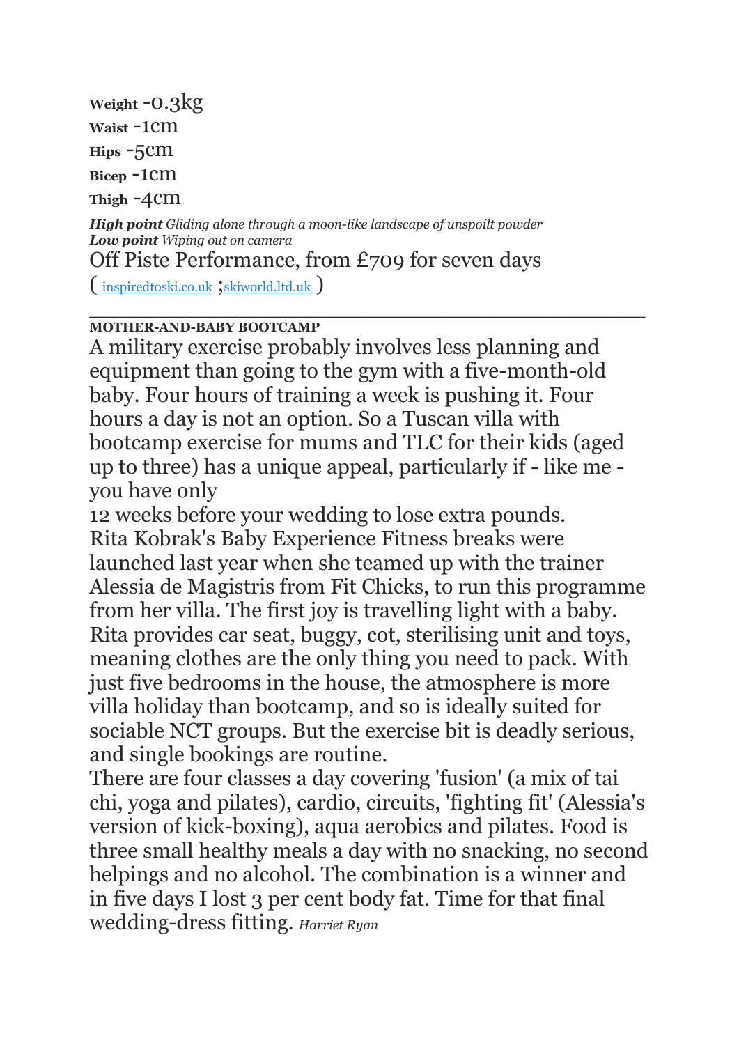**Weight** -0.3kg

**Waist** -1cm

**Hips** -5cm

**Bicep** -1cm

**Thigh** -4cm

***High point*** *Gliding alone through a moon-like landscape of unspoilt powder*
***Low point*** *Wiping out on camera*

Off Piste Performance, from £709 for seven days

( inspiredtoski.co.uk ;skiworld.ltd.uk )

---

**MOTHER-AND-BABY BOOTCAMP**

A military exercise probably involves less planning and equipment than going to the gym with a five-month-old baby. Four hours of training a week is pushing it. Four hours a day is not an option. So a Tuscan villa with bootcamp exercise for mums and TLC for their kids (aged up to three) has a unique appeal, particularly if - like me - you have only
12 weeks before your wedding to lose extra pounds.
Rita Kobrak's Baby Experience Fitness breaks were launched last year when she teamed up with the trainer Alessia de Magistris from Fit Chicks, to run this programme from her villa. The first joy is travelling light with a baby. Rita provides car seat, buggy, cot, sterilising unit and toys, meaning clothes are the only thing you need to pack. With just five bedrooms in the house, the atmosphere is more villa holiday than bootcamp, and so is ideally suited for sociable NCT groups. But the exercise bit is deadly serious, and single bookings are routine.
There are four classes a day covering 'fusion' (a mix of tai chi, yoga and pilates), cardio, circuits, 'fighting fit' (Alessia's version of kick-boxing), aqua aerobics and pilates. Food is three small healthy meals a day with no snacking, no second helpings and no alcohol. The combination is a winner and in five days I lost 3 per cent body fat. Time for that final wedding-dress fitting. *Harriet Ryan*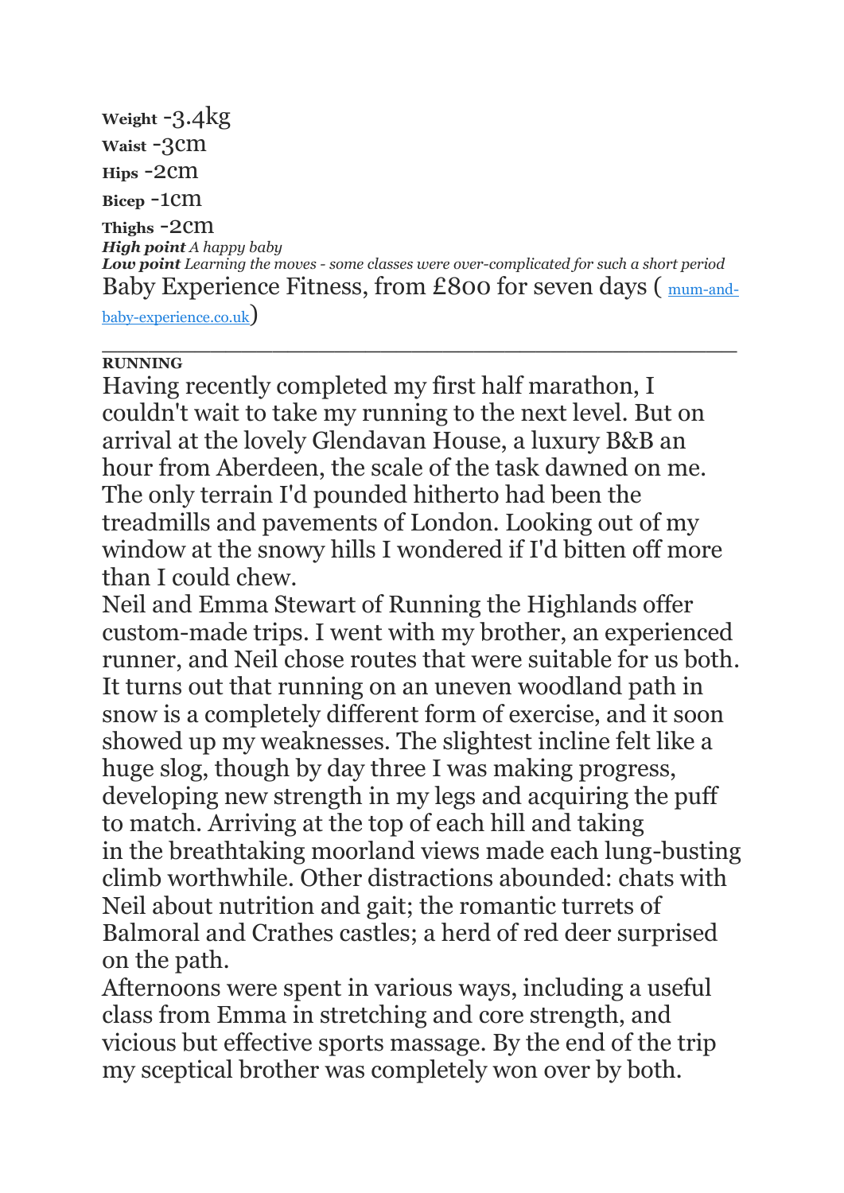**Weight** -3.4kg

**Waist** -3cm

**Hips** -2cm

**Bicep** -1cm

**Thighs** -2cm

***High point*** *A happy baby*

***Low point*** *Learning the moves - some classes were over-complicated for such a short period*

Baby Experience Fitness, from £800 for seven days ( mum-and-baby-experience.co.uk)

---

**RUNNING**

Having recently completed my first half marathon, I couldn't wait to take my running to the next level. But on arrival at the lovely Glendavan House, a luxury B&B an hour from Aberdeen, the scale of the task dawned on me. The only terrain I'd pounded hitherto had been the treadmills and pavements of London. Looking out of my window at the snowy hills I wondered if I'd bitten off more than I could chew.

Neil and Emma Stewart of Running the Highlands offer custom-made trips. I went with my brother, an experienced runner, and Neil chose routes that were suitable for us both. It turns out that running on an uneven woodland path in snow is a completely different form of exercise, and it soon showed up my weaknesses. The slightest incline felt like a huge slog, though by day three I was making progress, developing new strength in my legs and acquiring the puff to match. Arriving at the top of each hill and taking in the breathtaking moorland views made each lung-busting climb worthwhile. Other distractions abounded: chats with Neil about nutrition and gait; the romantic turrets of Balmoral and Crathes castles; a herd of red deer surprised on the path.

Afternoons were spent in various ways, including a useful class from Emma in stretching and core strength, and vicious but effective sports massage. By the end of the trip my sceptical brother was completely won over by both.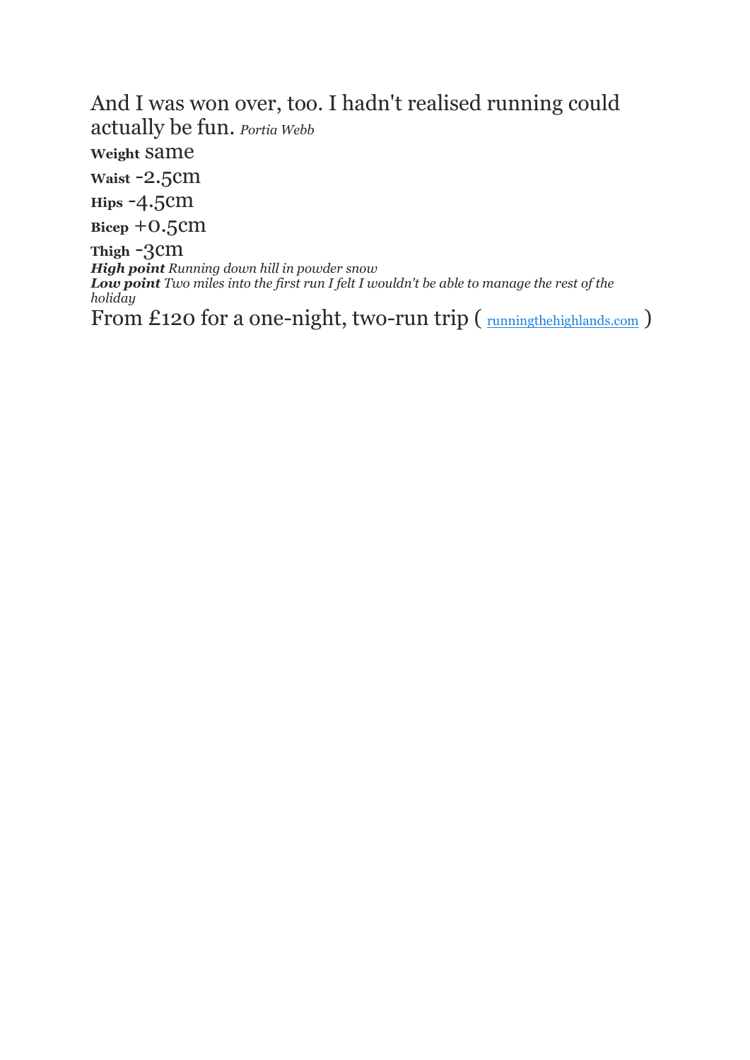And I was won over, too. I hadn't realised running could actually be fun. *Portia Webb*

**Weight** same

**Waist** -2.5cm

**Hips** -4.5cm

**Bicep** +0.5cm

**Thigh** -3cm

***High point*** *Running down hill in powder snow*

***Low point*** *Two miles into the first run I felt I wouldn't be able to manage the rest of the holiday*

From £120 for a one-night, two-run trip ( runningthehighlands.com )